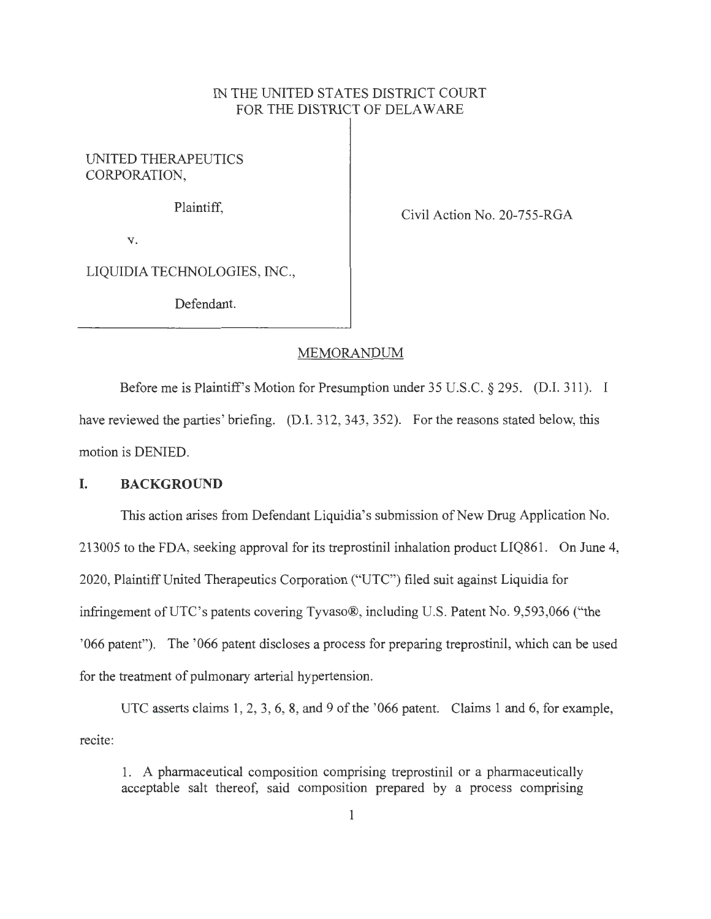IN THE UNITED STATES DISTRICT COURT
FOR THE DISTRICT OF DELAWARE

UNITED THERAPEUTICS CORPORATION,

Plaintiff,

v.

LIQUIDIA TECHNOLOGIES, INC.,

Defendant.

Civil Action No. 20-755-RGA

## MEMORANDUM

Before me is Plaintiff's Motion for Presumption under 35 U.S.C. § 295. (D.I. 311). I have reviewed the parties' briefing. (D.I. 312, 343, 352). For the reasons stated below, this motion is DENIED.

## I. BACKGROUND

This action arises from Defendant Liquidia's submission of New Drug Application No. 213005 to the FDA, seeking approval for its treprostinil inhalation product LIQ861. On June 4, 2020, Plaintiff United Therapeutics Corporation ("UTC") filed suit against Liquidia for infringement of UTC's patents covering Tyvaso®, including U.S. Patent No. 9,593,066 ("the '066 patent"). The '066 patent discloses a process for preparing treprostinil, which can be used for the treatment of pulmonary arterial hypertension.

UTC asserts claims 1, 2, 3, 6, 8, and 9 of the '066 patent. Claims 1 and 6, for example, recite:

> 1. A pharmaceutical composition comprising treprostinil or a pharmaceutically acceptable salt thereof, said composition prepared by a process comprising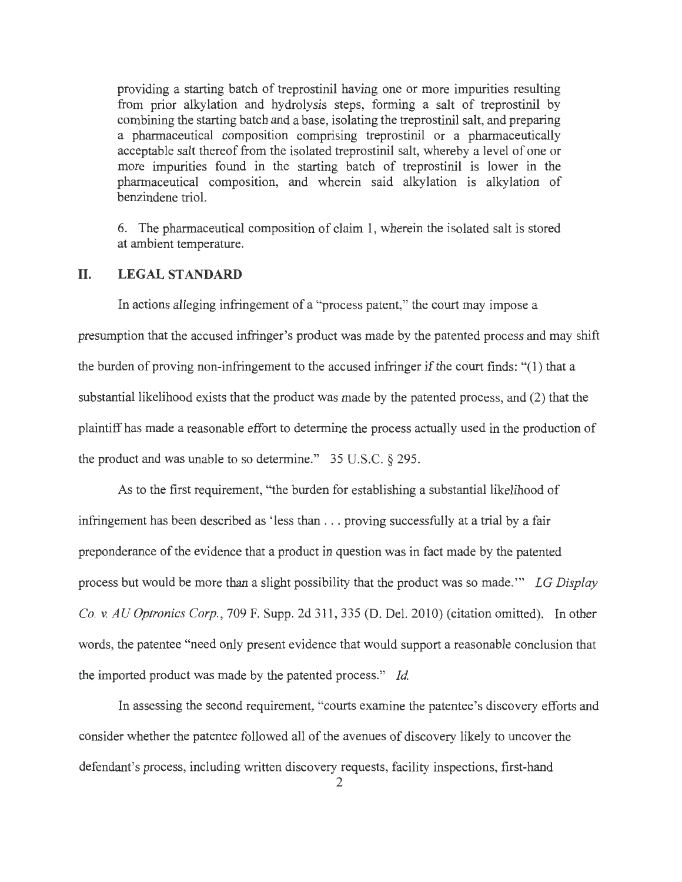providing a starting batch of treprostinil having one or more impurities resulting from prior alkylation and hydrolysis steps, forming a salt of treprostinil by combining the starting batch and a base, isolating the treprostinil salt, and preparing a pharmaceutical composition comprising treprostinil or a pharmaceutically acceptable salt thereof from the isolated treprostinil salt, whereby a level of one or more impurities found in the starting batch of treprostinil is lower in the pharmaceutical composition, and wherein said alkylation is alkylation of benzindene triol.

6. The pharmaceutical composition of claim 1, wherein the isolated salt is stored at ambient temperature.

## II. LEGAL STANDARD

In actions alleging infringement of a "process patent," the court may impose a presumption that the accused infringer's product was made by the patented process and may shift the burden of proving non-infringement to the accused infringer if the court finds: "(1) that a substantial likelihood exists that the product was made by the patented process, and (2) that the plaintiff has made a reasonable effort to determine the process actually used in the production of the product and was unable to so determine." 35 U.S.C. § 295.

As to the first requirement, "the burden for establishing a substantial likelihood of infringement has been described as 'less than . . . proving successfully at a trial by a fair preponderance of the evidence that a product in question was in fact made by the patented process but would be more than a slight possibility that the product was so made.'" *LG Display Co. v. AU Optronics Corp.*, 709 F. Supp. 2d 311, 335 (D. Del. 2010) (citation omitted). In other words, the patentee "need only present evidence that would support a reasonable conclusion that the imported product was made by the patented process." *Id.*

In assessing the second requirement, "courts examine the patentee's discovery efforts and consider whether the patentee followed all of the avenues of discovery likely to uncover the defendant's process, including written discovery requests, facility inspections, first-hand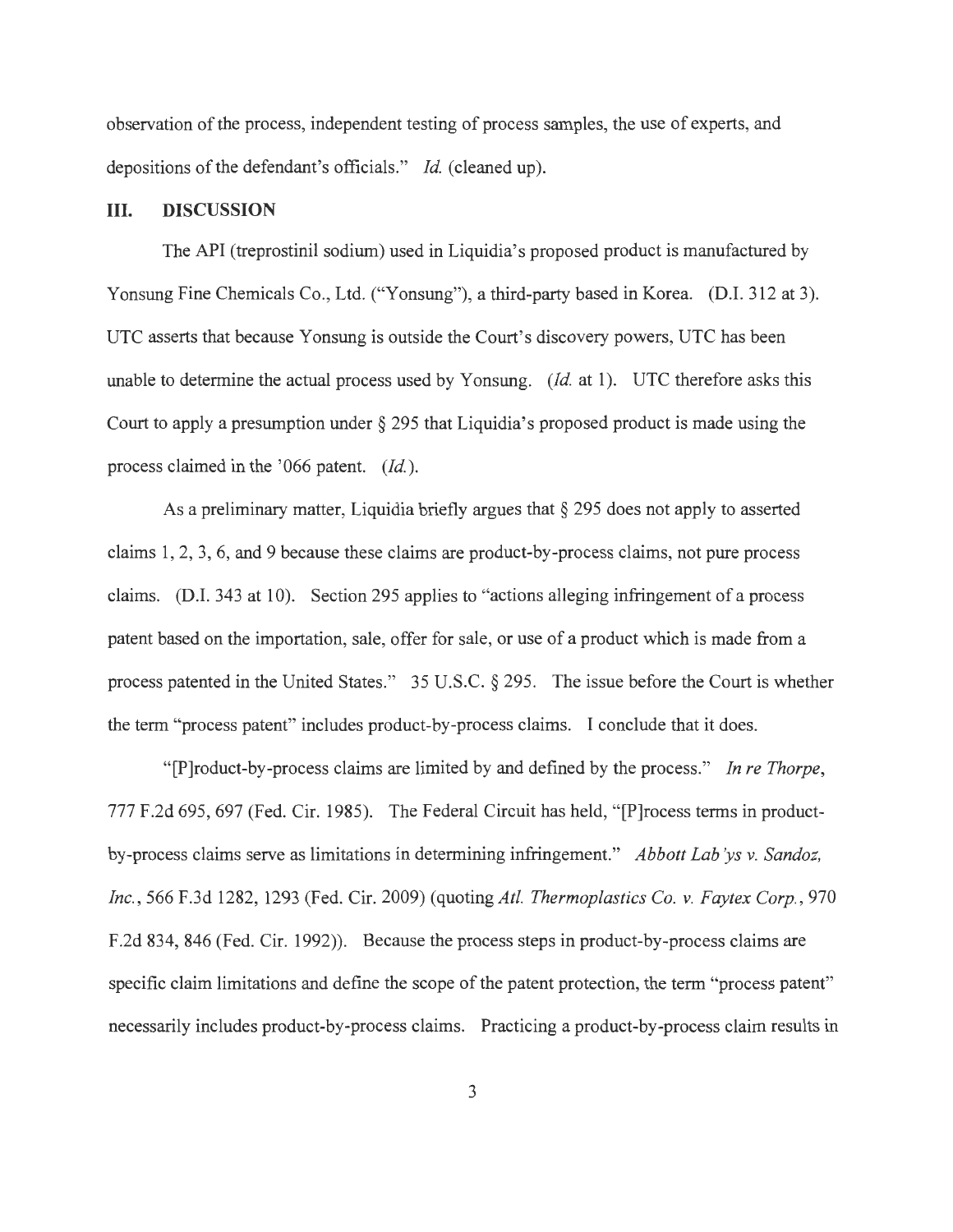observation of the process, independent testing of process samples, the use of experts, and depositions of the defendant's officials." *Id.* (cleaned up).

## III. DISCUSSION

The API (treprostinil sodium) used in Liquidia's proposed product is manufactured by Yonsung Fine Chemicals Co., Ltd. ("Yonsung"), a third-party based in Korea. (D.I. 312 at 3). UTC asserts that because Yonsung is outside the Court's discovery powers, UTC has been unable to determine the actual process used by Yonsung. (*Id.* at 1). UTC therefore asks this Court to apply a presumption under § 295 that Liquidia's proposed product is made using the process claimed in the '066 patent. (*Id.*).

As a preliminary matter, Liquidia briefly argues that § 295 does not apply to asserted claims 1, 2, 3, 6, and 9 because these claims are product-by-process claims, not pure process claims. (D.I. 343 at 10). Section 295 applies to "actions alleging infringement of a process patent based on the importation, sale, offer for sale, or use of a product which is made from a process patented in the United States." 35 U.S.C. § 295. The issue before the Court is whether the term "process patent" includes product-by-process claims. I conclude that it does.

"[P]roduct-by-process claims are limited by and defined by the process." *In re Thorpe*, 777 F.2d 695, 697 (Fed. Cir. 1985). The Federal Circuit has held, "[P]rocess terms in product-by-process claims serve as limitations in determining infringement." *Abbott Lab'ys v. Sandoz, Inc.*, 566 F.3d 1282, 1293 (Fed. Cir. 2009) (quoting *Atl. Thermoplastics Co. v. Faytex Corp.*, 970 F.2d 834, 846 (Fed. Cir. 1992)). Because the process steps in product-by-process claims are specific claim limitations and define the scope of the patent protection, the term "process patent" necessarily includes product-by-process claims. Practicing a product-by-process claim results in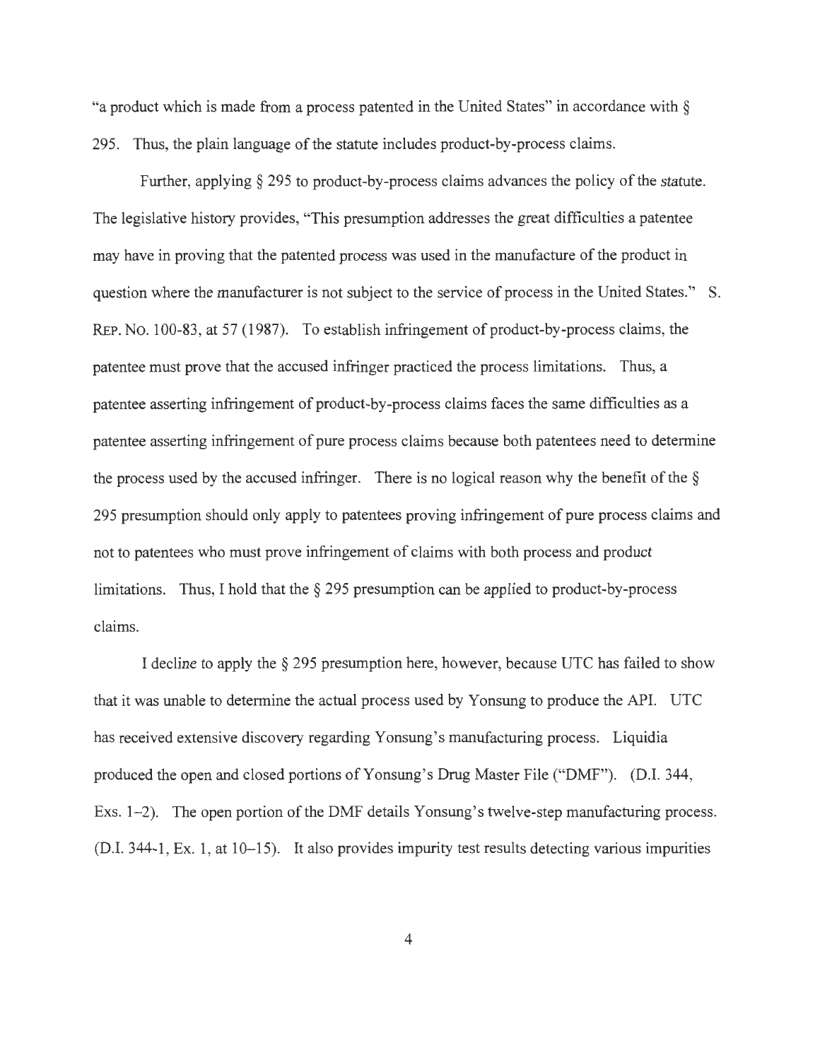"a product which is made from a process patented in the United States" in accordance with § 295. Thus, the plain language of the statute includes product-by-process claims.

Further, applying § 295 to product-by-process claims advances the policy of the statute. The legislative history provides, "This presumption addresses the great difficulties a patentee may have in proving that the patented process was used in the manufacture of the product in question where the manufacturer is not subject to the service of process in the United States." S. REP. NO. 100-83, at 57 (1987). To establish infringement of product-by-process claims, the patentee must prove that the accused infringer practiced the process limitations. Thus, a patentee asserting infringement of product-by-process claims faces the same difficulties as a patentee asserting infringement of pure process claims because both patentees need to determine the process used by the accused infringer. There is no logical reason why the benefit of the § 295 presumption should only apply to patentees proving infringement of pure process claims and not to patentees who must prove infringement of claims with both process and product limitations. Thus, I hold that the § 295 presumption can be applied to product-by-process claims.

I decline to apply the § 295 presumption here, however, because UTC has failed to show that it was unable to determine the actual process used by Yonsung to produce the API. UTC has received extensive discovery regarding Yonsung's manufacturing process. Liquidia produced the open and closed portions of Yonsung's Drug Master File ("DMF"). (D.I. 344, Exs. 1–2). The open portion of the DMF details Yonsung's twelve-step manufacturing process. (D.I. 344-1, Ex. 1, at 10–15). It also provides impurity test results detecting various impurities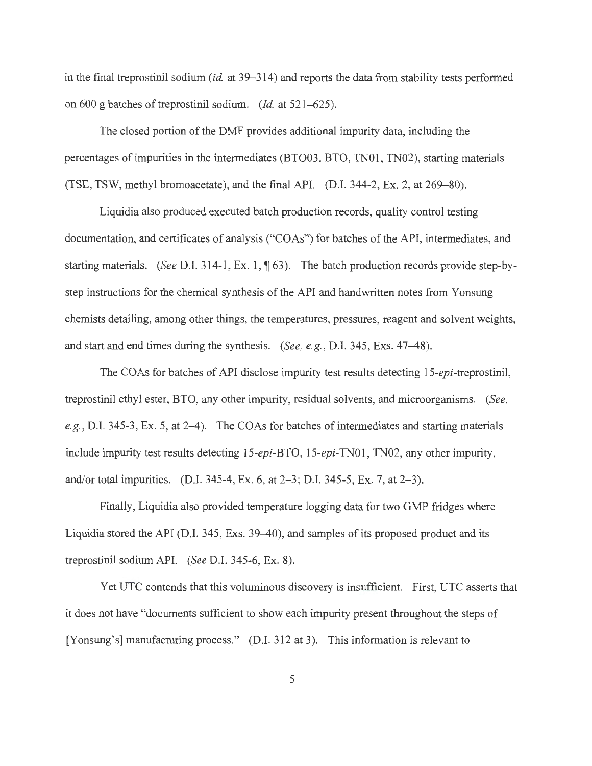in the final treprostinil sodium (*id.* at 39–314) and reports the data from stability tests performed on 600 g batches of treprostinil sodium. (*Id.* at 521–625).

The closed portion of the DMF provides additional impurity data, including the percentages of impurities in the intermediates (BTO03, BTO, TN01, TN02), starting materials (TSE, TSW, methyl bromoacetate), and the final API. (D.I. 344-2, Ex. 2, at 269–80).

Liquidia also produced executed batch production records, quality control testing documentation, and certificates of analysis ("COAs") for batches of the API, intermediates, and starting materials. (*See* D.I. 314-1, Ex. 1, ¶ 63). The batch production records provide step-by-step instructions for the chemical synthesis of the API and handwritten notes from Yonsung chemists detailing, among other things, the temperatures, pressures, reagent and solvent weights, and start and end times during the synthesis. (*See, e.g.*, D.I. 345, Exs. 47–48).

The COAs for batches of API disclose impurity test results detecting 15-*epi*-treprostinil, treprostinil ethyl ester, BTO, any other impurity, residual solvents, and microorganisms. (*See, e.g.*, D.I. 345-3, Ex. 5, at 2–4). The COAs for batches of intermediates and starting materials include impurity test results detecting 15-*epi*-BTO, 15-*epi*-TN01, TN02, any other impurity, and/or total impurities. (D.I. 345-4, Ex. 6, at 2–3; D.I. 345-5, Ex. 7, at 2–3).

Finally, Liquidia also provided temperature logging data for two GMP fridges where Liquidia stored the API (D.I. 345, Exs. 39–40), and samples of its proposed product and its treprostinil sodium API. (*See* D.I. 345-6, Ex. 8).

Yet UTC contends that this voluminous discovery is insufficient. First, UTC asserts that it does not have "documents sufficient to show each impurity present throughout the steps of [Yonsung's] manufacturing process." (D.I. 312 at 3). This information is relevant to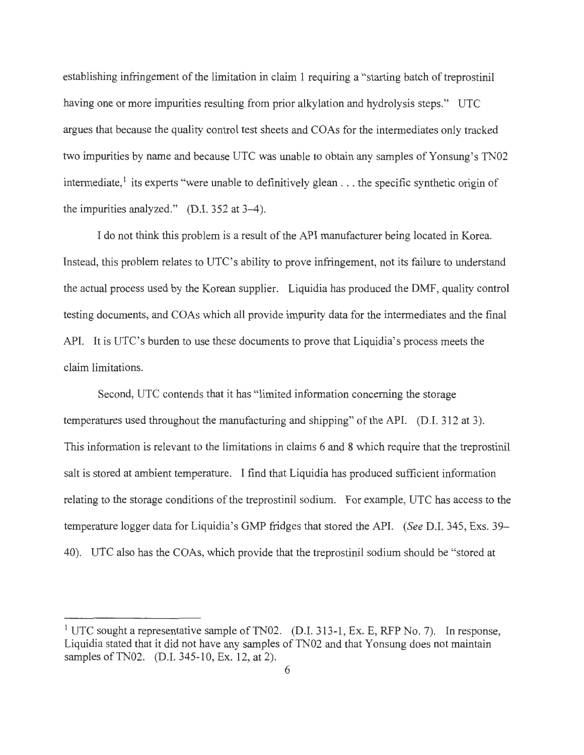establishing infringement of the limitation in claim 1 requiring a "starting batch of treprostinil having one or more impurities resulting from prior alkylation and hydrolysis steps." UTC argues that because the quality control test sheets and COAs for the intermediates only tracked two impurities by name and because UTC was unable to obtain any samples of Yonsung's TN02 intermediate,[1] its experts "were unable to definitively glean . . . the specific synthetic origin of the impurities analyzed." (D.I. 352 at 3–4).

I do not think this problem is a result of the API manufacturer being located in Korea. Instead, this problem relates to UTC's ability to prove infringement, not its failure to understand the actual process used by the Korean supplier. Liquidia has produced the DMF, quality control testing documents, and COAs which all provide impurity data for the intermediates and the final API. It is UTC's burden to use these documents to prove that Liquidia's process meets the claim limitations.

Second, UTC contends that it has "limited information concerning the storage temperatures used throughout the manufacturing and shipping" of the API. (D.I. 312 at 3). This information is relevant to the limitations in claims 6 and 8 which require that the treprostinil salt is stored at ambient temperature. I find that Liquidia has produced sufficient information relating to the storage conditions of the treprostinil sodium. For example, UTC has access to the temperature logger data for Liquidia's GMP fridges that stored the API. (*See* D.I. 345, Exs. 39–40). UTC also has the COAs, which provide that the treprostinil sodium should be "stored at

---

[1] UTC sought a representative sample of TN02. (D.I. 313-1, Ex. E, RFP No. 7). In response, Liquidia stated that it did not have any samples of TN02 and that Yonsung does not maintain samples of TN02. (D.I. 345-10, Ex. 12, at 2).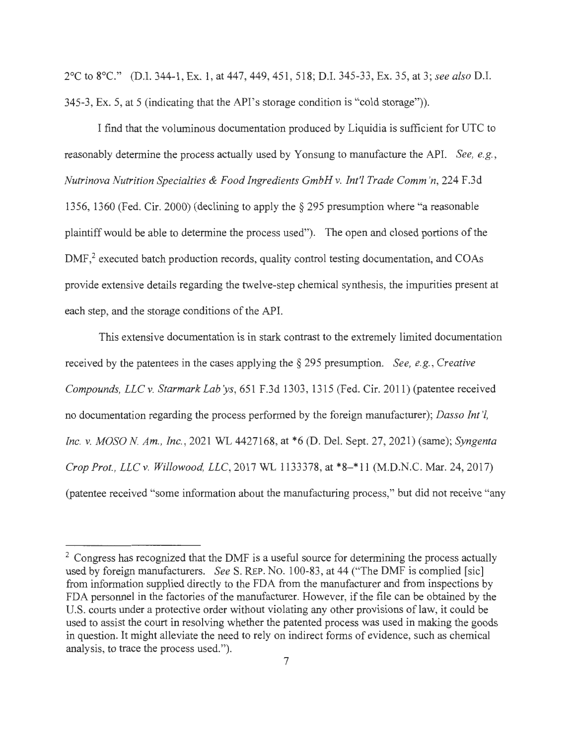2°C to 8°C." (D.I. 344-1, Ex. 1, at 447, 449, 451, 518; D.I. 345-33, Ex. 35, at 3; *see also* D.I. 345-3, Ex. 5, at 5 (indicating that the API's storage condition is "cold storage")).

I find that the voluminous documentation produced by Liquidia is sufficient for UTC to reasonably determine the process actually used by Yonsung to manufacture the API. *See, e.g.*, *Nutrinova Nutrition Specialties & Food Ingredients GmbH v. Int'l Trade Comm'n*, 224 F.3d 1356, 1360 (Fed. Cir. 2000) (declining to apply the § 295 presumption where "a reasonable plaintiff would be able to determine the process used"). The open and closed portions of the DMF,[2] executed batch production records, quality control testing documentation, and COAs provide extensive details regarding the twelve-step chemical synthesis, the impurities present at each step, and the storage conditions of the API.

This extensive documentation is in stark contrast to the extremely limited documentation received by the patentees in the cases applying the § 295 presumption. *See, e.g.*, *Creative Compounds, LLC v. Starmark Lab'ys*, 651 F.3d 1303, 1315 (Fed. Cir. 2011) (patentee received no documentation regarding the process performed by the foreign manufacturer); *Dasso Int'l, Inc. v. MOSO N. Am., Inc.*, 2021 WL 4427168, at *6 (D. Del. Sept. 27, 2021) (same); *Syngenta Crop Prot., LLC v. Willowood, LLC*, 2017 WL 1133378, at *8–*11 (M.D.N.C. Mar. 24, 2017) (patentee received "some information about the manufacturing process," but did not receive "any

---

[2] Congress has recognized that the DMF is a useful source for determining the process actually used by foreign manufacturers. *See* S. REP. NO. 100-83, at 44 ("The DMF is complied [sic] from information supplied directly to the FDA from the manufacturer and from inspections by FDA personnel in the factories of the manufacturer. However, if the file can be obtained by the U.S. courts under a protective order without violating any other provisions of law, it could be used to assist the court in resolving whether the patented process was used in making the goods in question. It might alleviate the need to rely on indirect forms of evidence, such as chemical analysis, to trace the process used.").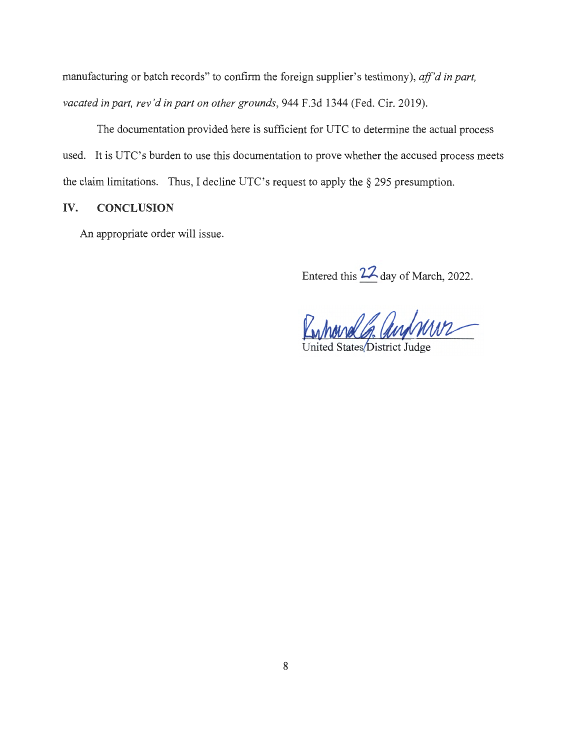manufacturing or batch records" to confirm the foreign supplier's testimony), *aff'd in part, vacated in part, rev'd in part on other grounds*, 944 F.3d 1344 (Fed. Cir. 2019).

The documentation provided here is sufficient for UTC to determine the actual process used. It is UTC's burden to use this documentation to prove whether the accused process meets the claim limitations. Thus, I decline UTC's request to apply the § 295 presumption.

## IV. CONCLUSION

An appropriate order will issue.

Entered this 22 day of March, 2022.

United States District Judge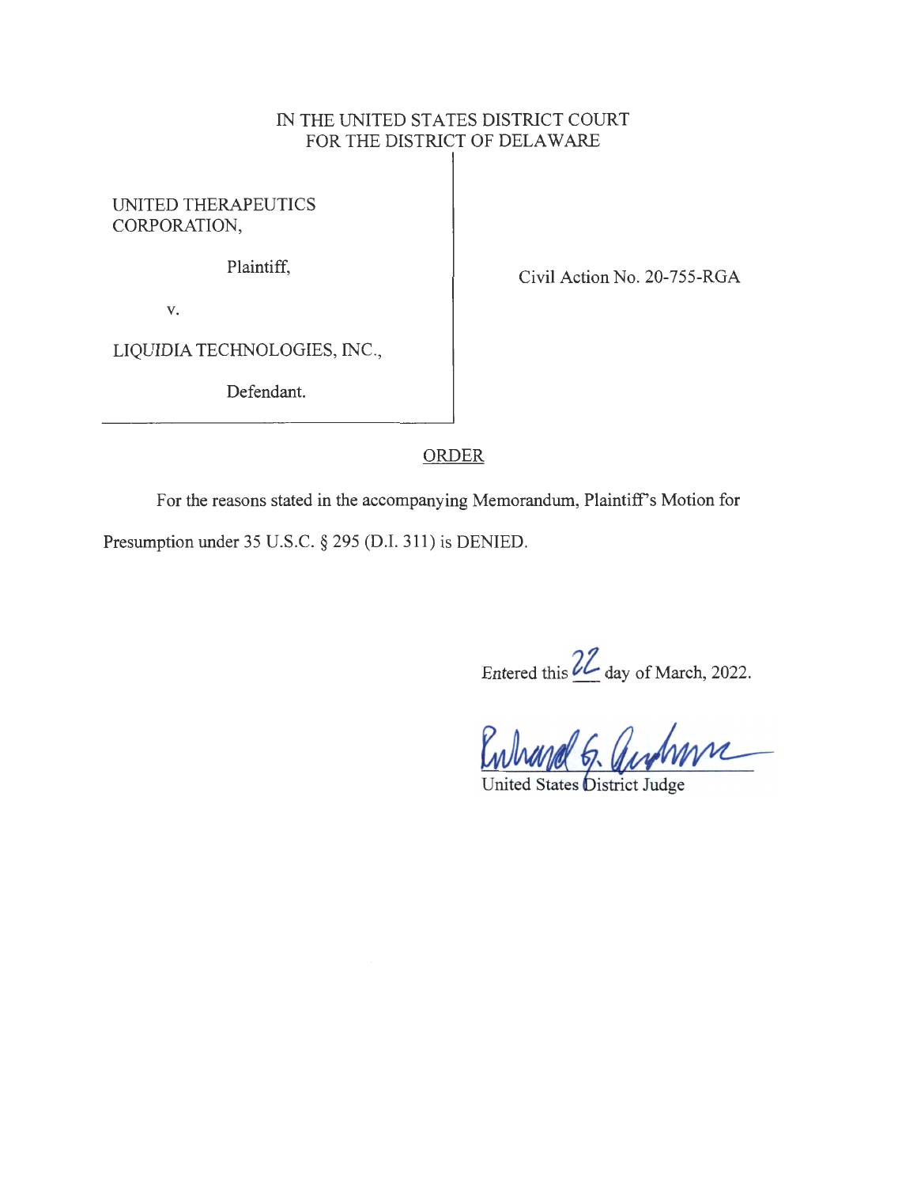IN THE UNITED STATES DISTRICT COURT
FOR THE DISTRICT OF DELAWARE

UNITED THERAPEUTICS CORPORATION,

Plaintiff,

v.

LIQUIDIA TECHNOLOGIES, INC.,

Defendant.

Civil Action No. 20-755-RGA

ORDER

For the reasons stated in the accompanying Memorandum, Plaintiff's Motion for Presumption under 35 U.S.C. § 295 (D.I. 311) is DENIED.

Entered this 22 day of March, 2022.

United States District Judge